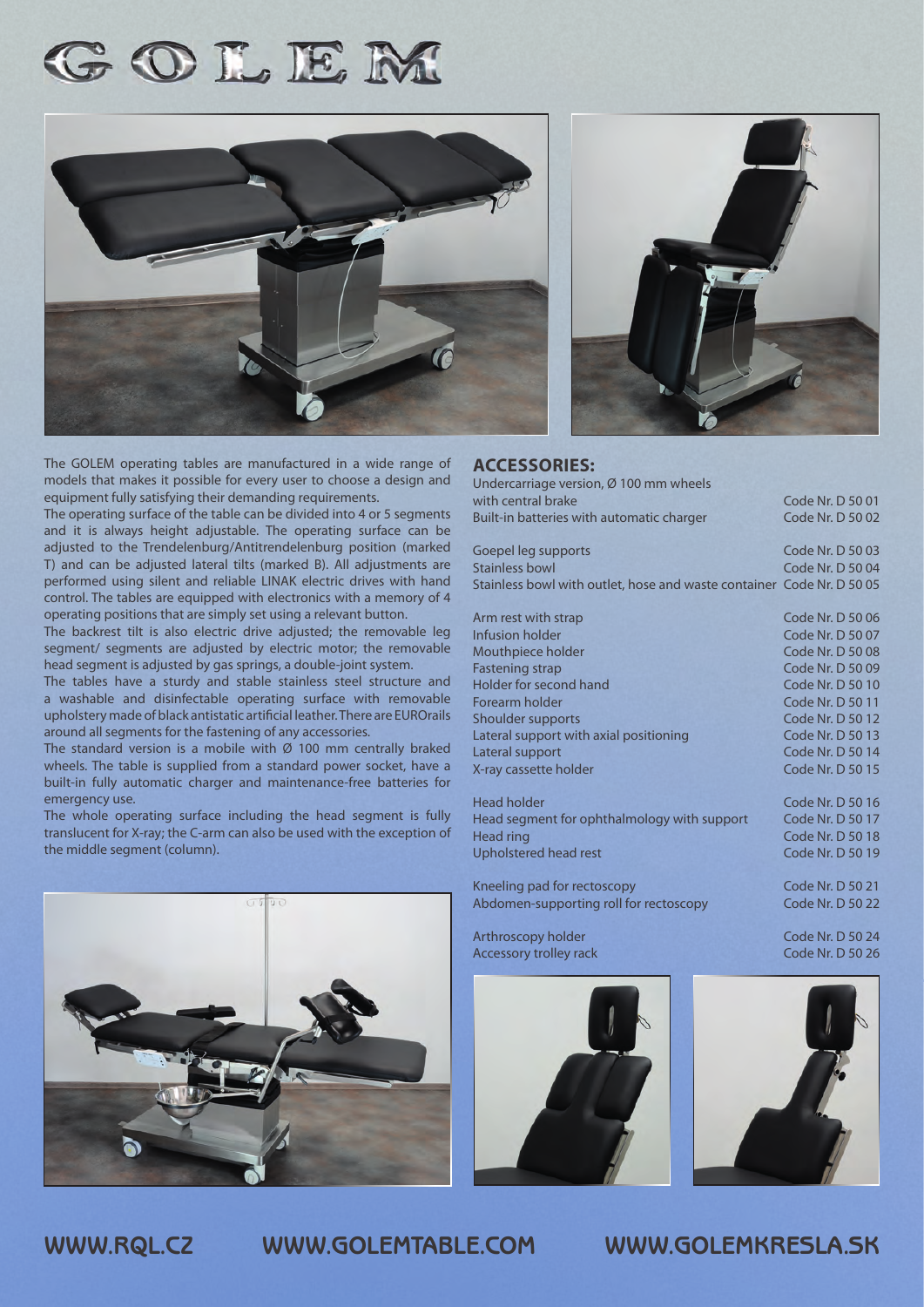# GOLEM

The GOLEM operating tables are manufactured in a wide range of models that makes it possible for every user to choose a design and equipment fully satisfying their demanding requirements.

The operating surface of the table can be divided into 4 or 5 segments and it is always height adjustable. The operating surface can be adjusted to the Trendelenburg/Antitrendelenburg position (marked T) and can be adjusted lateral tilts (marked B). All adjustments are performed using silent and reliable LINAK electric drives with hand control. The tables are equipped with electronics with a memory of 4 operating positions that are simply set using a relevant button.

The backrest tilt is also electric drive adjusted; the removable leg segment/ segments are adjusted by electric motor; the removable head segment is adjusted by gas springs, a double-joint system.

The tables have a sturdy and stable stainless steel structure and a washable and disinfectable operating surface with removable upholstery made of black antistatic artificial leather. There are EURORails around all segments for the fastening of any accessories.

The standard version is a mobile with Ø 100 mm centrally braked wheels. The table is supplied from a standard power socket, have a built-in fully automatic charger and maintenance-free batteries for emergency use.

The whole operating surface including the head segment is fully translucent for X-ray; the C-arm can also be used with the exception of the middle segment (column).

## ACCESSORIES:

| | |
|---|---|
| Undercarriage version, Ø 100 mm wheels with central brake | Code Nr. D 50 01 |
| Built-in batteries with automatic charger | Code Nr. D 50 02 |
| Goepel leg supports | Code Nr. D 50 03 |
| Stainless bowl | Code Nr. D 50 04 |
| Stainless bowl with outlet, hose and waste container | Code Nr. D 50 05 |
| Arm rest with strap | Code Nr. D 50 06 |
| Infusion holder | Code Nr. D 50 07 |
| Mouthpiece holder | Code Nr. D 50 08 |
| Fastening strap | Code Nr. D 50 09 |
| Holder for second hand | Code Nr. D 50 10 |
| Forearm holder | Code Nr. D 50 11 |
| Shoulder supports | Code Nr. D 50 12 |
| Lateral support with axial positioning | Code Nr. D 50 13 |
| Lateral support | Code Nr. D 50 14 |
| X-ray cassette holder | Code Nr. D 50 15 |
| Head holder | Code Nr. D 50 16 |
| Head segment for ophthalmology with support | Code Nr. D 50 17 |
| Head ring | Code Nr. D 50 18 |
| Upholstered head rest | Code Nr. D 50 19 |
| Kneeling pad for rectoscopy | Code Nr. D 50 21 |
| Abdomen-supporting roll for rectoscopy | Code Nr. D 50 22 |
| Arthroscopy holder | Code Nr. D 50 24 |
| Accessory trolley rack | Code Nr. D 50 26 |

WWW.RQL.CZ WWW.GOLEMTABLE.COM WWW.GOLEMKRESLA.SK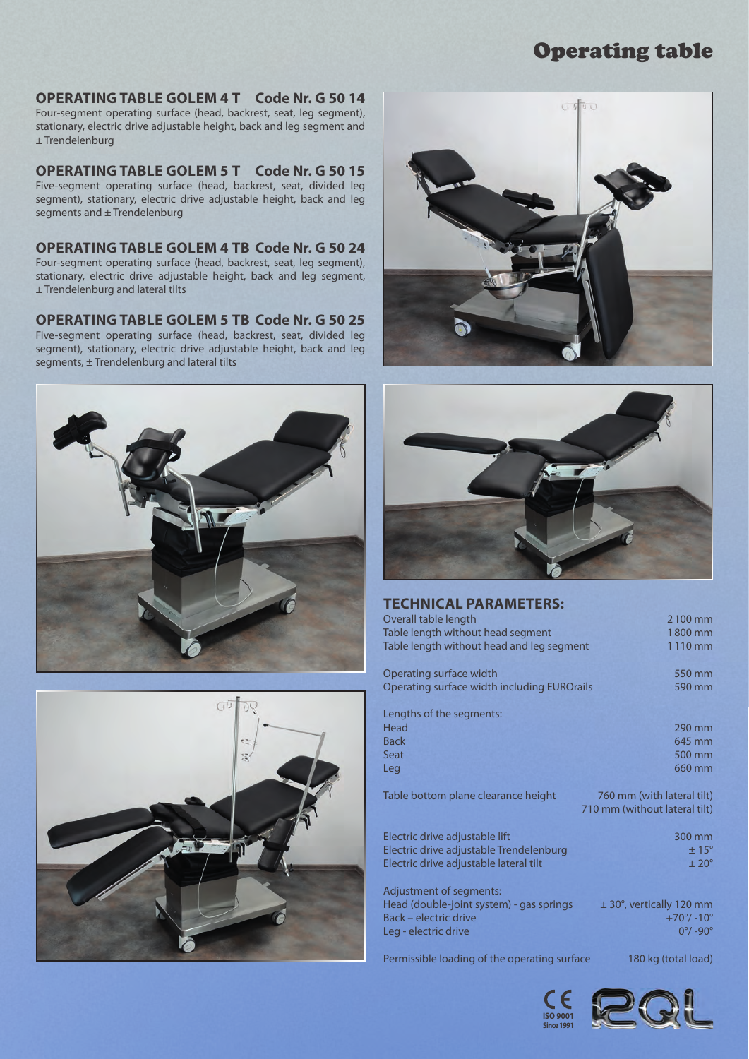# Operating table

## OPERATING TABLE GOLEM 4 T Code Nr. G 50 14

Four-segment operating surface (head, backrest, seat, leg segment), stationary, electric drive adjustable height, back and leg segment and ± Trendelenburg

## OPERATING TABLE GOLEM 5 T Code Nr. G 50 15

Five-segment operating surface (head, backrest, seat, divided leg segment), stationary, electric drive adjustable height, back and leg segments and ± Trendelenburg

## OPERATING TABLE GOLEM 4 TB Code Nr. G 50 24

Four-segment operating surface (head, backrest, seat, leg segment), stationary, electric drive adjustable height, back and leg segment, ± Trendelenburg and lateral tilts

## OPERATING TABLE GOLEM 5 TB Code Nr. G 50 25

Five-segment operating surface (head, backrest, seat, divided leg segment), stationary, electric drive adjustable height, back and leg segments, ± Trendelenburg and lateral tilts

## TECHNICAL PARAMETERS:

| | |
|---|---|
| Overall table length | 2 100 mm |
| Table length without head segment | 1 800 mm |
| Table length without head and leg segment | 1 110 mm |
| Operating surface width | 550 mm |
| Operating surface width including EURORails | 590 mm |
| Lengths of the segments: | |
| Head | 290 mm |
| Back | 645 mm |
| Seat | 500 mm |
| Leg | 660 mm |
| Table bottom plane clearance height | 760 mm (with lateral tilt)<br>710 mm (without lateral tilt) |
| Electric drive adjustable lift | 300 mm |
| Electric drive adjustable Trendelenburg | ± 15° |
| Electric drive adjustable lateral tilt | ± 20° |
| Adjustment of segments: | |
| Head (double-joint system) - gas springs | ± 30°, vertically 120 mm |
| Back – electric drive | +70°/ -10° |
| Leg - electric drive | 0°/ -90° |
| Permissible loading of the operating surface | 180 kg (total load) |

CE ISO 9001 Since 1991